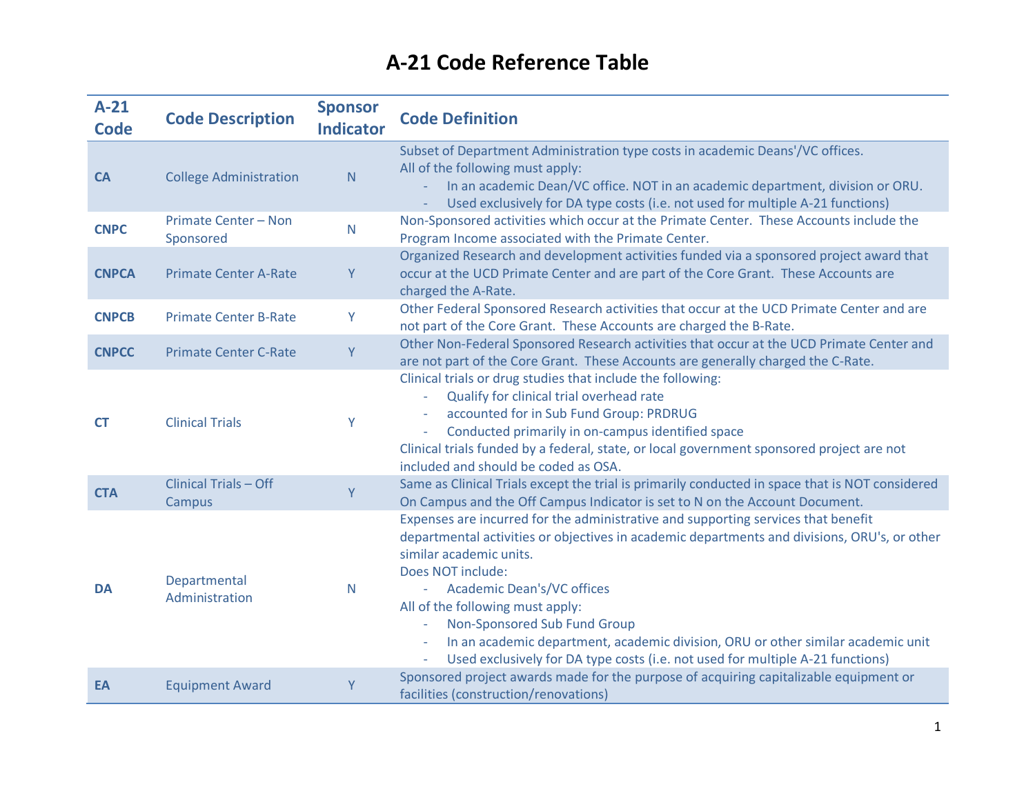# A-21 Code Reference Table

| A-21 Code | Code Description | Sponsor Indicator | Code Definition |
|---|---|---|---|
| **CA** | College Administration | N | Subset of Department Administration type costs in academic Deans'/VC offices.<br>All of the following must apply:<br>- In an academic Dean/VC office. NOT in an academic department, division or ORU.<br>- Used exclusively for DA type costs (i.e. not used for multiple A-21 functions) |
| **CNPC** | Primate Center – Non Sponsored | N | Non-Sponsored activities which occur at the Primate Center. These Accounts include the Program Income associated with the Primate Center. |
| **CNPCA** | Primate Center A-Rate | Y | Organized Research and development activities funded via a sponsored project award that occur at the UCD Primate Center and are part of the Core Grant. These Accounts are charged the A-Rate. |
| **CNPCB** | Primate Center B-Rate | Y | Other Federal Sponsored Research activities that occur at the UCD Primate Center and are not part of the Core Grant. These Accounts are charged the B-Rate. |
| **CNPCC** | Primate Center C-Rate | Y | Other Non-Federal Sponsored Research activities that occur at the UCD Primate Center and are not part of the Core Grant. These Accounts are generally charged the C-Rate. |
| **CT** | Clinical Trials | Y | Clinical trials or drug studies that include the following:<br>- Qualify for clinical trial overhead rate<br>- accounted for in Sub Fund Group: PRDRUG<br>- Conducted primarily in on-campus identified space<br>Clinical trials funded by a federal, state, or local government sponsored project are not included and should be coded as OSA. |
| **CTA** | Clinical Trials – Off Campus | Y | Same as Clinical Trials except the trial is primarily conducted in space that is NOT considered On Campus and the Off Campus Indicator is set to N on the Account Document. |
| **DA** | Departmental Administration | N | Expenses are incurred for the administrative and supporting services that benefit departmental activities or objectives in academic departments and divisions, ORU's, or other similar academic units.<br>Does NOT include:<br>- Academic Dean's/VC offices<br>All of the following must apply:<br>- Non-Sponsored Sub Fund Group<br>- In an academic department, academic division, ORU or other similar academic unit<br>- Used exclusively for DA type costs (i.e. not used for multiple A-21 functions) |
| **EA** | Equipment Award | Y | Sponsored project awards made for the purpose of acquiring capitalizable equipment or facilities (construction/renovations) |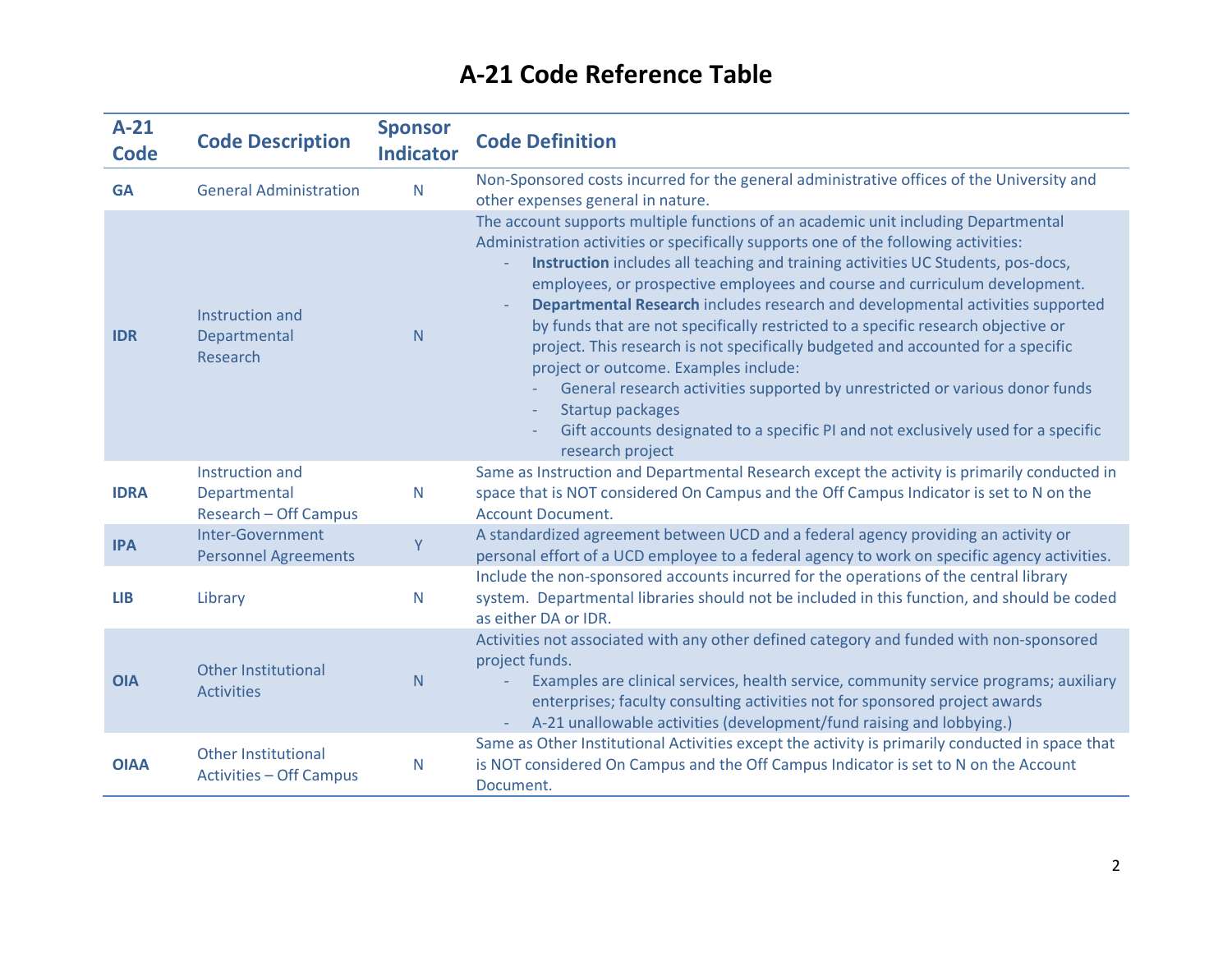# A-21 Code Reference Table

| A-21 Code | Code Description | Sponsor Indicator | Code Definition |
|---|---|---|---|
| **GA** | General Administration | N | Non-Sponsored costs incurred for the general administrative offices of the University and other expenses general in nature. |
| **IDR** | Instruction and Departmental Research | N | The account supports multiple functions of an academic unit including Departmental Administration activities or specifically supports one of the following activities:<br>- **Instruction** includes all teaching and training activities UC Students, pos-docs, employees, or prospective employees and course and curriculum development.<br>- **Departmental Research** includes research and developmental activities supported by funds that are not specifically restricted to a specific research objective or project. This research is not specifically budgeted and accounted for a specific project or outcome. Examples include:<br>&nbsp;&nbsp;- General research activities supported by unrestricted or various donor funds<br>&nbsp;&nbsp;- Startup packages<br>&nbsp;&nbsp;- Gift accounts designated to a specific PI and not exclusively used for a specific research project |
| **IDRA** | Instruction and Departmental Research – Off Campus | N | Same as Instruction and Departmental Research except the activity is primarily conducted in space that is NOT considered On Campus and the Off Campus Indicator is set to N on the Account Document. |
| **IPA** | Inter-Government Personnel Agreements | Y | A standardized agreement between UCD and a federal agency providing an activity or personal effort of a UCD employee to a federal agency to work on specific agency activities. |
| **LIB** | Library | N | Include the non-sponsored accounts incurred for the operations of the central library system. Departmental libraries should not be included in this function, and should be coded as either DA or IDR. |
| **OIA** | Other Institutional Activities | N | Activities not associated with any other defined category and funded with non-sponsored project funds.<br>- Examples are clinical services, health service, community service programs; auxiliary enterprises; faculty consulting activities not for sponsored project awards<br>- A-21 unallowable activities (development/fund raising and lobbying.) |
| **OIAA** | Other Institutional Activities – Off Campus | N | Same as Other Institutional Activities except the activity is primarily conducted in space that is NOT considered On Campus and the Off Campus Indicator is set to N on the Account Document. |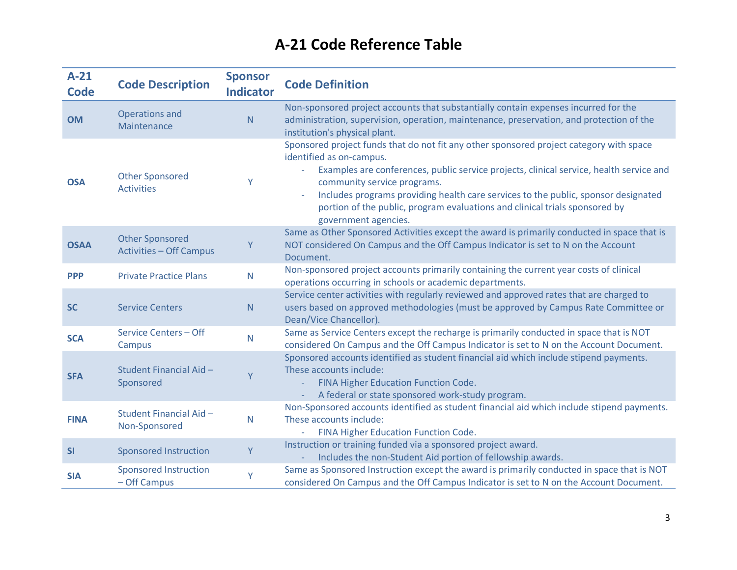# A-21 Code Reference Table

| A-21 Code | Code Description | Sponsor Indicator | Code Definition |
|---|---|---|---|
| **OM** | Operations and Maintenance | N | Non-sponsored project accounts that substantially contain expenses incurred for the administration, supervision, operation, maintenance, preservation, and protection of the institution's physical plant. |
| **OSA** | Other Sponsored Activities | Y | Sponsored project funds that do not fit any other sponsored project category with space identified as on-campus.<br>- Examples are conferences, public service projects, clinical service, health service and community service programs.<br>- Includes programs providing health care services to the public, sponsor designated portion of the public, program evaluations and clinical trials sponsored by government agencies. |
| **OSAA** | Other Sponsored Activities – Off Campus | Y | Same as Other Sponsored Activities except the award is primarily conducted in space that is NOT considered On Campus and the Off Campus Indicator is set to N on the Account Document. |
| **PPP** | Private Practice Plans | N | Non-sponsored project accounts primarily containing the current year costs of clinical operations occurring in schools or academic departments. |
| **SC** | Service Centers | N | Service center activities with regularly reviewed and approved rates that are charged to users based on approved methodologies (must be approved by Campus Rate Committee or Dean/Vice Chancellor). |
| **SCA** | Service Centers – Off Campus | N | Same as Service Centers except the recharge is primarily conducted in space that is NOT considered On Campus and the Off Campus Indicator is set to N on the Account Document. |
| **SFA** | Student Financial Aid – Sponsored | Y | Sponsored accounts identified as student financial aid which include stipend payments. These accounts include:<br>- FINA Higher Education Function Code.<br>- A federal or state sponsored work-study program. |
| **FINA** | Student Financial Aid – Non-Sponsored | N | Non-Sponsored accounts identified as student financial aid which include stipend payments. These accounts include:<br>- FINA Higher Education Function Code. |
| **SI** | Sponsored Instruction | Y | Instruction or training funded via a sponsored project award.<br>- Includes the non-Student Aid portion of fellowship awards. |
| **SIA** | Sponsored Instruction – Off Campus | Y | Same as Sponsored Instruction except the award is primarily conducted in space that is NOT considered On Campus and the Off Campus Indicator is set to N on the Account Document. |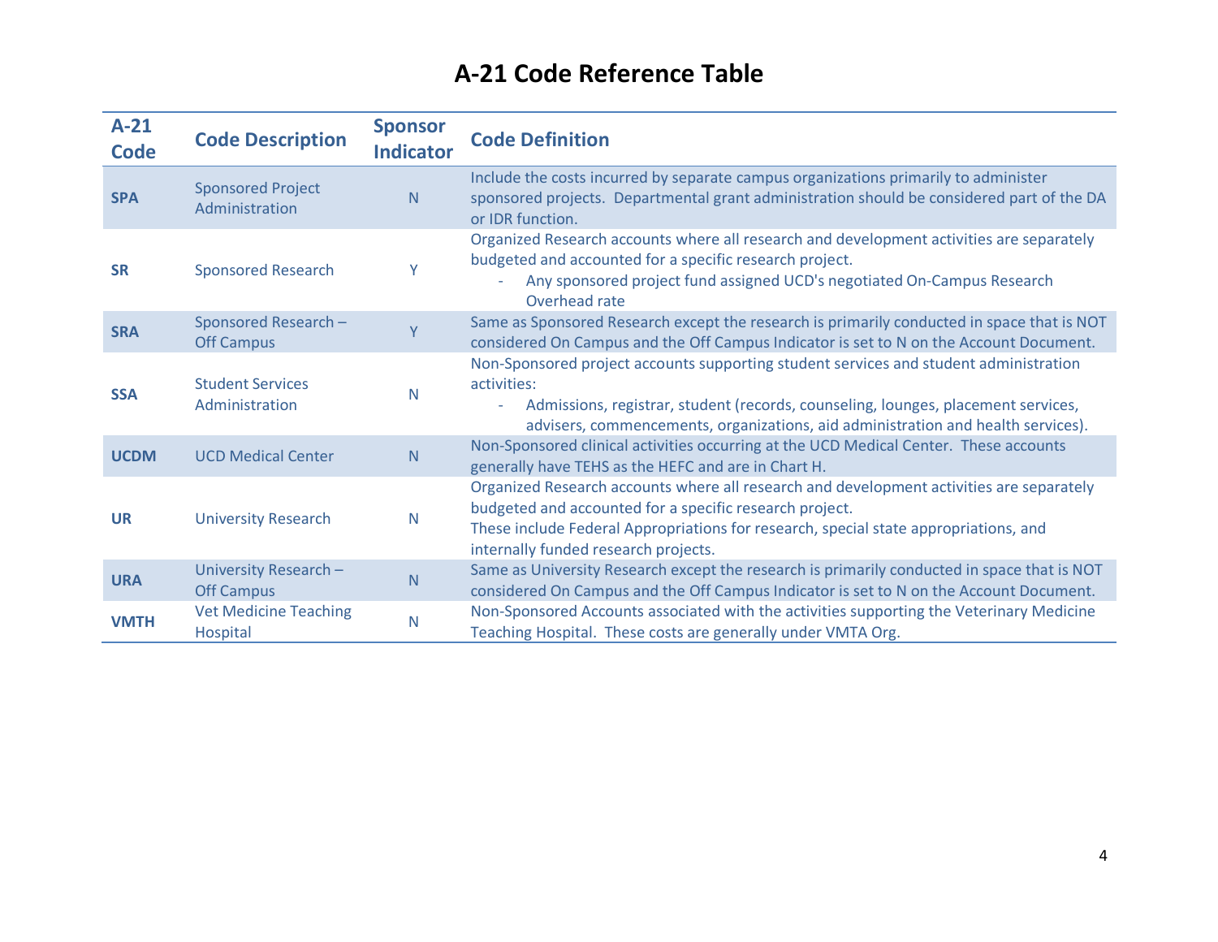# A-21 Code Reference Table

| A-21 Code | Code Description | Sponsor Indicator | Code Definition |
|---|---|---|---|
| **SPA** | Sponsored Project Administration | N | Include the costs incurred by separate campus organizations primarily to administer sponsored projects. Departmental grant administration should be considered part of the DA or IDR function. |
| **SR** | Sponsored Research | Y | Organized Research accounts where all research and development activities are separately budgeted and accounted for a specific research project.<br>- Any sponsored project fund assigned UCD's negotiated On-Campus Research Overhead rate |
| **SRA** | Sponsored Research – Off Campus | Y | Same as Sponsored Research except the research is primarily conducted in space that is NOT considered On Campus and the Off Campus Indicator is set to N on the Account Document. |
| **SSA** | Student Services Administration | N | Non-Sponsored project accounts supporting student services and student administration activities:<br>- Admissions, registrar, student (records, counseling, lounges, placement services, advisers, commencements, organizations, aid administration and health services). |
| **UCDM** | UCD Medical Center | N | Non-Sponsored clinical activities occurring at the UCD Medical Center. These accounts generally have TEHS as the HEFC and are in Chart H. |
| **UR** | University Research | N | Organized Research accounts where all research and development activities are separately budgeted and accounted for a specific research project.<br>These include Federal Appropriations for research, special state appropriations, and internally funded research projects. |
| **URA** | University Research – Off Campus | N | Same as University Research except the research is primarily conducted in space that is NOT considered On Campus and the Off Campus Indicator is set to N on the Account Document. |
| **VMTH** | Vet Medicine Teaching Hospital | N | Non-Sponsored Accounts associated with the activities supporting the Veterinary Medicine Teaching Hospital. These costs are generally under VMTA Org. |